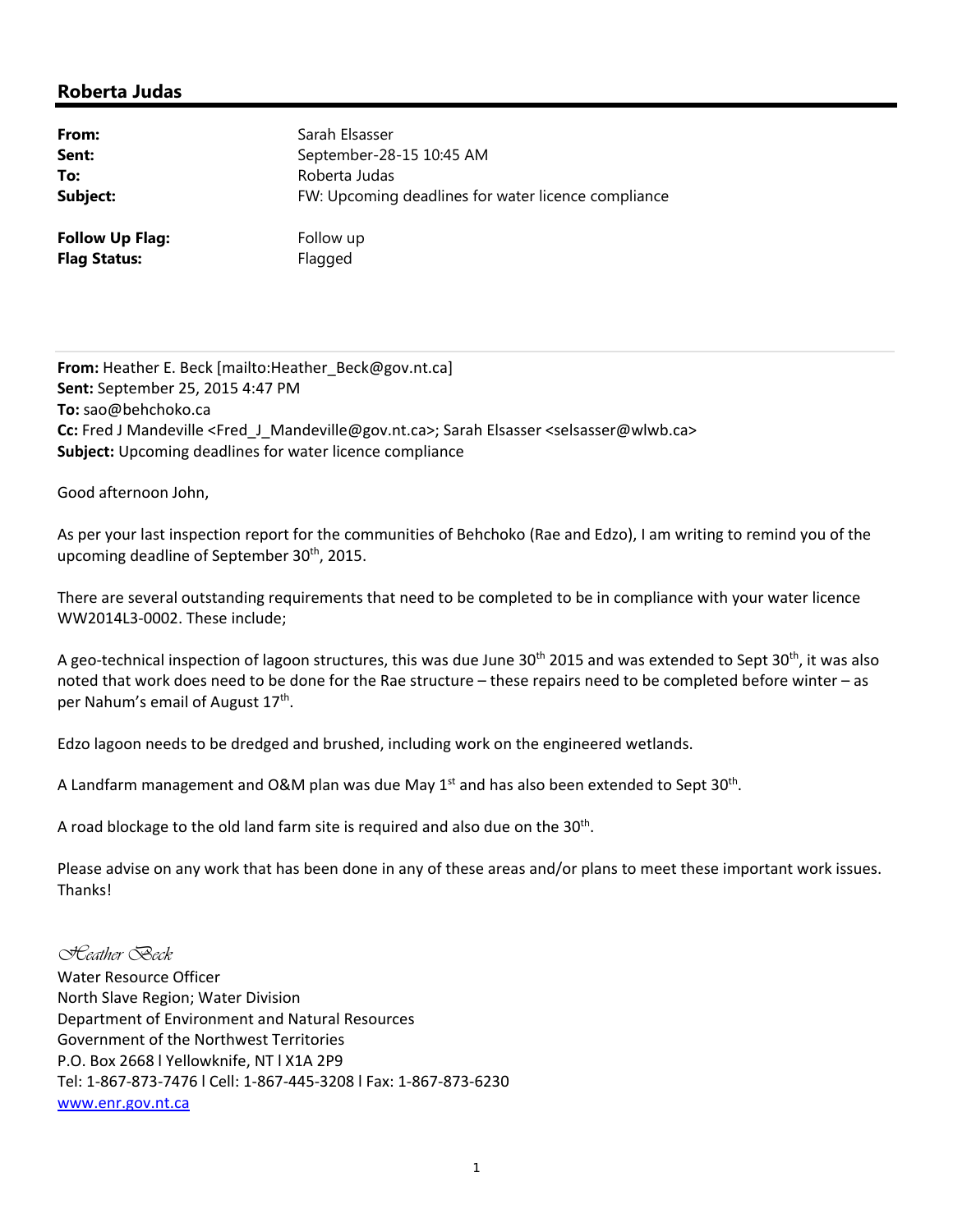## Roberta Judas

---

**From:** Sarah Elsasser
**Sent:** September-28-15 10:45 AM
**To:** Roberta Judas
**Subject:** FW: Upcoming deadlines for water licence compliance

**Follow Up Flag:** Follow up
**Flag Status:** Flagged

---

**From:** Heather E. Beck [mailto:Heather_Beck@gov.nt.ca]
**Sent:** September 25, 2015 4:47 PM
**To:** sao@behchoko.ca
**Cc:** Fred J Mandeville <Fred_J_Mandeville@gov.nt.ca>; Sarah Elsasser <selsasser@wlwb.ca>
**Subject:** Upcoming deadlines for water licence compliance

Good afternoon John,

As per your last inspection report for the communities of Behchoko (Rae and Edzo), I am writing to remind you of the upcoming deadline of September 30th, 2015.

There are several outstanding requirements that need to be completed to be in compliance with your water licence WW2014L3-0002. These include;

A geo-technical inspection of lagoon structures, this was due June 30th 2015 and was extended to Sept 30th, it was also noted that work does need to be done for the Rae structure – these repairs need to be completed before winter – as per Nahum's email of August 17th.

Edzo lagoon needs to be dredged and brushed, including work on the engineered wetlands.

A Landfarm management and O&M plan was due May 1st and has also been extended to Sept 30th.

A road blockage to the old land farm site is required and also due on the 30th.

Please advise on any work that has been done in any of these areas and/or plans to meet these important work issues. Thanks!

*Heather Beck*
Water Resource Officer
North Slave Region; Water Division
Department of Environment and Natural Resources
Government of the Northwest Territories
P.O. Box 2668 l Yellowknife, NT l X1A 2P9
Tel: 1-867-873-7476 l Cell: 1-867-445-3208 l Fax: 1-867-873-6230
[www.enr.gov.nt.ca](http://www.enr.gov.nt.ca)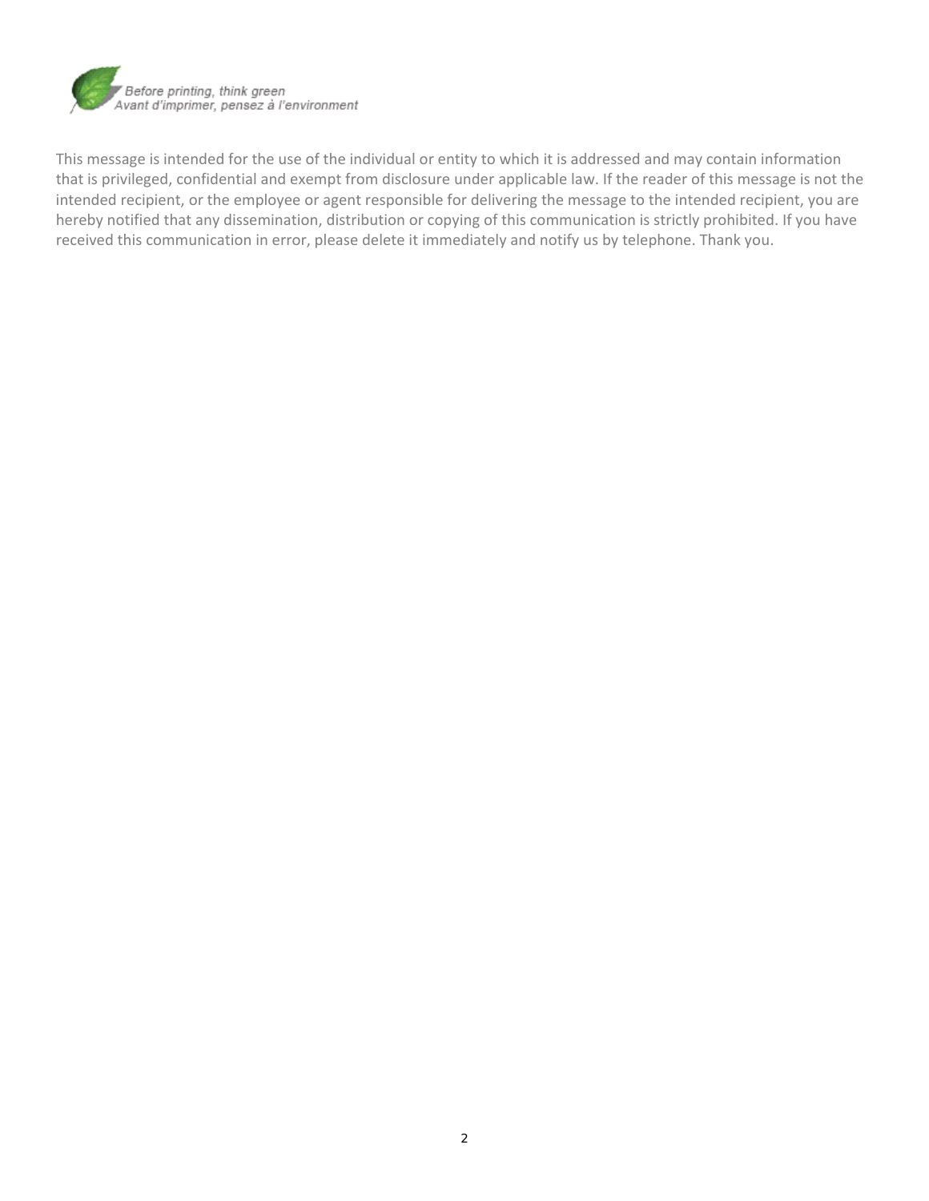*Before printing, think green*
*Avant d'imprimer, pensez à l'environment*

This message is intended for the use of the individual or entity to which it is addressed and may contain information that is privileged, confidential and exempt from disclosure under applicable law. If the reader of this message is not the intended recipient, or the employee or agent responsible for delivering the message to the intended recipient, you are hereby notified that any dissemination, distribution or copying of this communication is strictly prohibited. If you have received this communication in error, please delete it immediately and notify us by telephone. Thank you.